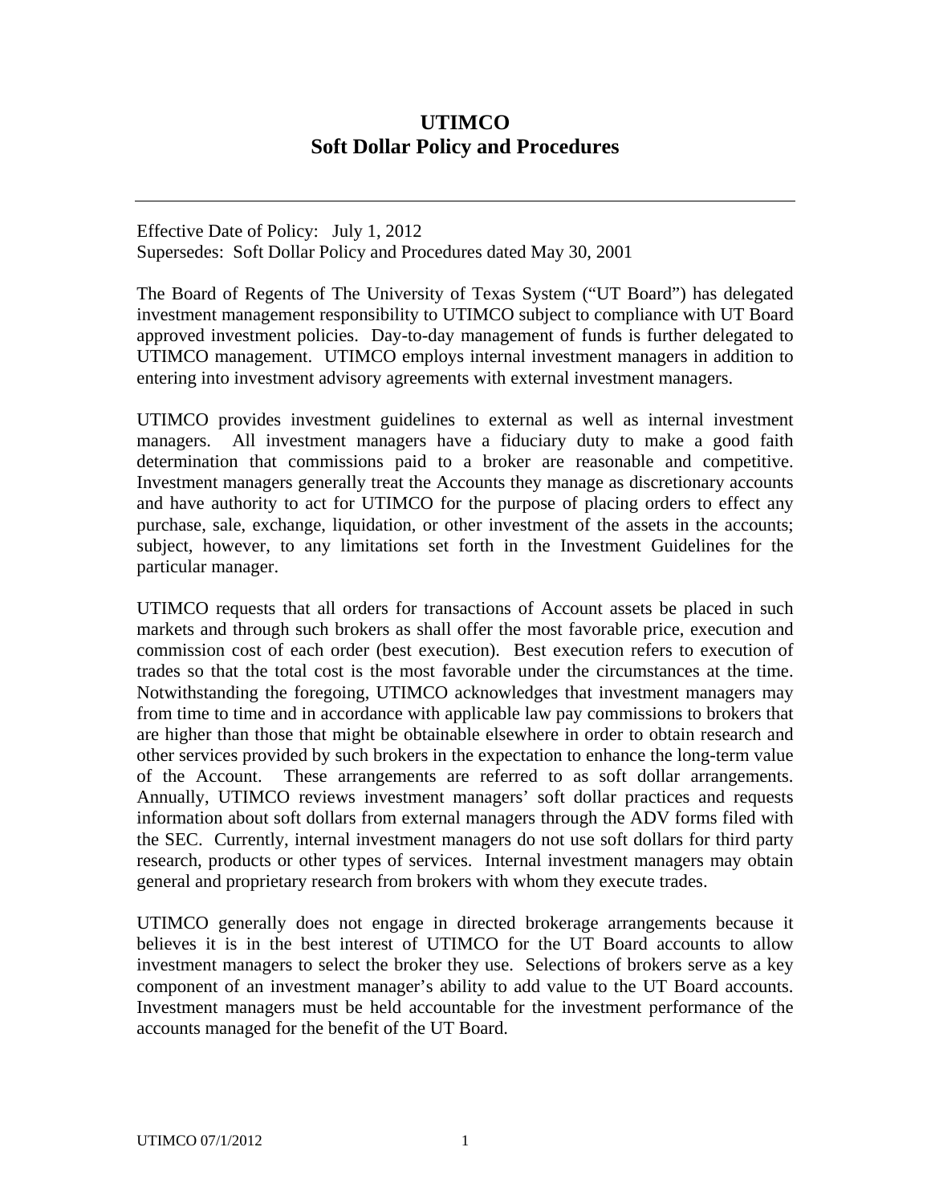# UTIMCO
# Soft Dollar Policy and Procedures

---

Effective Date of Policy: July 1, 2012
Supersedes: Soft Dollar Policy and Procedures dated May 30, 2001

The Board of Regents of The University of Texas System ("UT Board") has delegated investment management responsibility to UTIMCO subject to compliance with UT Board approved investment policies. Day-to-day management of funds is further delegated to UTIMCO management. UTIMCO employs internal investment managers in addition to entering into investment advisory agreements with external investment managers.

UTIMCO provides investment guidelines to external as well as internal investment managers. All investment managers have a fiduciary duty to make a good faith determination that commissions paid to a broker are reasonable and competitive. Investment managers generally treat the Accounts they manage as discretionary accounts and have authority to act for UTIMCO for the purpose of placing orders to effect any purchase, sale, exchange, liquidation, or other investment of the assets in the accounts; subject, however, to any limitations set forth in the Investment Guidelines for the particular manager.

UTIMCO requests that all orders for transactions of Account assets be placed in such markets and through such brokers as shall offer the most favorable price, execution and commission cost of each order (best execution). Best execution refers to execution of trades so that the total cost is the most favorable under the circumstances at the time. Notwithstanding the foregoing, UTIMCO acknowledges that investment managers may from time to time and in accordance with applicable law pay commissions to brokers that are higher than those that might be obtainable elsewhere in order to obtain research and other services provided by such brokers in the expectation to enhance the long-term value of the Account. These arrangements are referred to as soft dollar arrangements. Annually, UTIMCO reviews investment managers' soft dollar practices and requests information about soft dollars from external managers through the ADV forms filed with the SEC. Currently, internal investment managers do not use soft dollars for third party research, products or other types of services. Internal investment managers may obtain general and proprietary research from brokers with whom they execute trades.

UTIMCO generally does not engage in directed brokerage arrangements because it believes it is in the best interest of UTIMCO for the UT Board accounts to allow investment managers to select the broker they use. Selections of brokers serve as a key component of an investment manager's ability to add value to the UT Board accounts. Investment managers must be held accountable for the investment performance of the accounts managed for the benefit of the UT Board.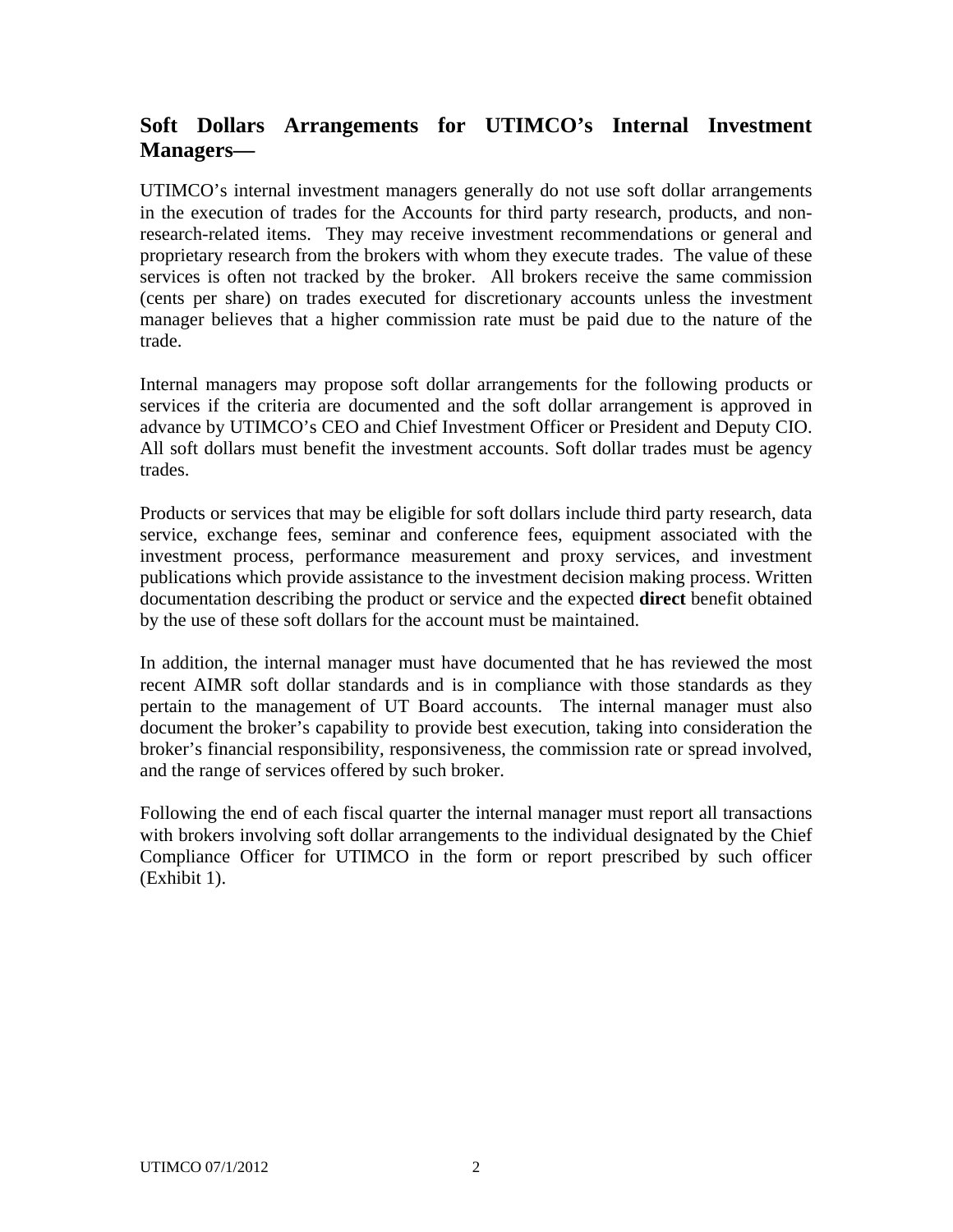## Soft Dollars Arrangements for UTIMCO's Internal Investment Managers—

UTIMCO's internal investment managers generally do not use soft dollar arrangements in the execution of trades for the Accounts for third party research, products, and non-research-related items. They may receive investment recommendations or general and proprietary research from the brokers with whom they execute trades. The value of these services is often not tracked by the broker. All brokers receive the same commission (cents per share) on trades executed for discretionary accounts unless the investment manager believes that a higher commission rate must be paid due to the nature of the trade.

Internal managers may propose soft dollar arrangements for the following products or services if the criteria are documented and the soft dollar arrangement is approved in advance by UTIMCO's CEO and Chief Investment Officer or President and Deputy CIO. All soft dollars must benefit the investment accounts. Soft dollar trades must be agency trades.

Products or services that may be eligible for soft dollars include third party research, data service, exchange fees, seminar and conference fees, equipment associated with the investment process, performance measurement and proxy services, and investment publications which provide assistance to the investment decision making process. Written documentation describing the product or service and the expected **direct** benefit obtained by the use of these soft dollars for the account must be maintained.

In addition, the internal manager must have documented that he has reviewed the most recent AIMR soft dollar standards and is in compliance with those standards as they pertain to the management of UT Board accounts. The internal manager must also document the broker's capability to provide best execution, taking into consideration the broker's financial responsibility, responsiveness, the commission rate or spread involved, and the range of services offered by such broker.

Following the end of each fiscal quarter the internal manager must report all transactions with brokers involving soft dollar arrangements to the individual designated by the Chief Compliance Officer for UTIMCO in the form or report prescribed by such officer (Exhibit 1).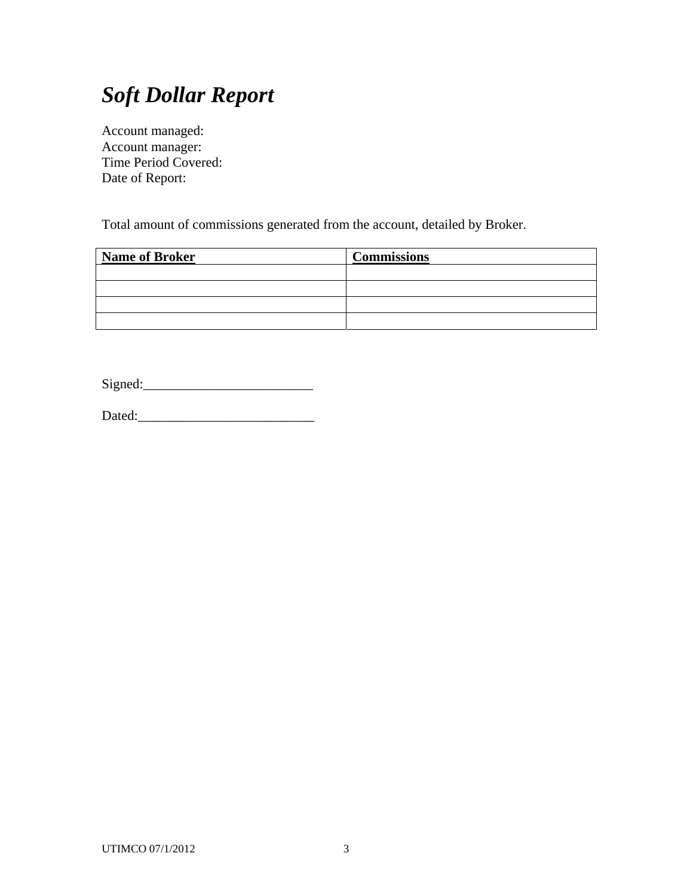# *Soft Dollar Report*

Account managed:
Account manager:
Time Period Covered:
Date of Report:

Total amount of commissions generated from the account, detailed by Broker.

| Name of Broker | Commissions |
|---|---|
| | |
| | |
| | |
| | |

Signed:_________________________

Dated:__________________________